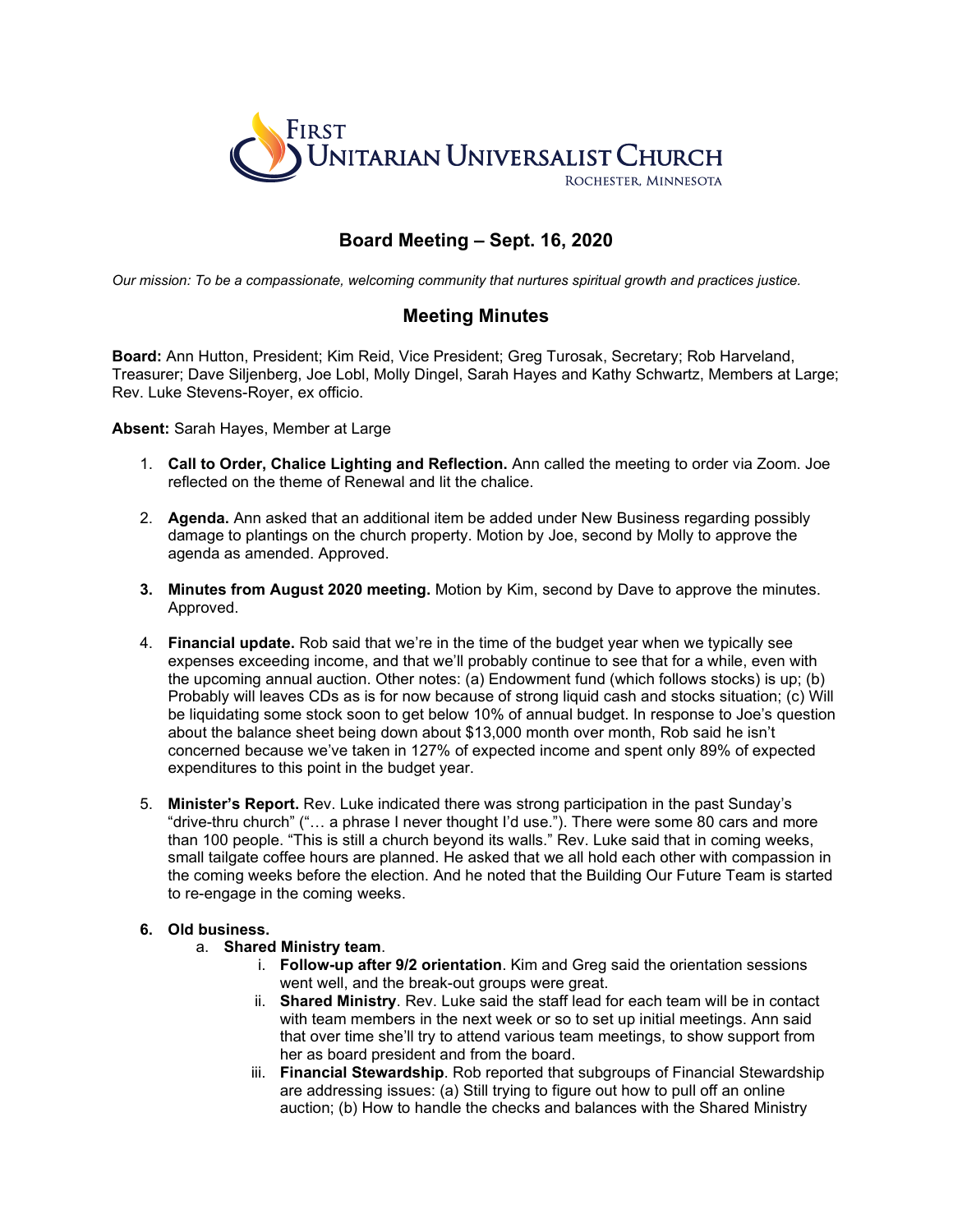First Unitarian Universalist Church
Rochester, Minnesota

# Board Meeting – Sept. 16, 2020

*Our mission: To be a compassionate, welcoming community that nurtures spiritual growth and practices justice.*

## Meeting Minutes

**Board:** Ann Hutton, President; Kim Reid, Vice President; Greg Turosak, Secretary; Rob Harveland, Treasurer; Dave Siljenberg, Joe Lobl, Molly Dingel, Sarah Hayes and Kathy Schwartz, Members at Large; Rev. Luke Stevens-Royer, ex officio.

**Absent:** Sarah Hayes, Member at Large

1. **Call to Order, Chalice Lighting and Reflection.** Ann called the meeting to order via Zoom. Joe reflected on the theme of Renewal and lit the chalice.

2. **Agenda.** Ann asked that an additional item be added under New Business regarding possibly damage to plantings on the church property. Motion by Joe, second by Molly to approve the agenda as amended. Approved.

3. **Minutes from August 2020 meeting.** Motion by Kim, second by Dave to approve the minutes. Approved.

4. **Financial update.** Rob said that we're in the time of the budget year when we typically see expenses exceeding income, and that we'll probably continue to see that for a while, even with the upcoming annual auction. Other notes: (a) Endowment fund (which follows stocks) is up; (b) Probably will leaves CDs as is for now because of strong liquid cash and stocks situation; (c) Will be liquidating some stock soon to get below 10% of annual budget. In response to Joe's question about the balance sheet being down about $13,000 month over month, Rob said he isn't concerned because we've taken in 127% of expected income and spent only 89% of expected expenditures to this point in the budget year.

5. **Minister's Report.** Rev. Luke indicated there was strong participation in the past Sunday's "drive-thru church" ("… a phrase I never thought I'd use."). There were some 80 cars and more than 100 people. "This is still a church beyond its walls." Rev. Luke said that in coming weeks, small tailgate coffee hours are planned. He asked that we all hold each other with compassion in the coming weeks before the election. And he noted that the Building Our Future Team is started to re-engage in the coming weeks.

6. **Old business.**
   a. **Shared Ministry team**.
      i. **Follow-up after 9/2 orientation**. Kim and Greg said the orientation sessions went well, and the break-out groups were great.
      ii. **Shared Ministry**. Rev. Luke said the staff lead for each team will be in contact with team members in the next week or so to set up initial meetings. Ann said that over time she'll try to attend various team meetings, to show support from her as board president and from the board.
      iii. **Financial Stewardship**. Rob reported that subgroups of Financial Stewardship are addressing issues: (a) Still trying to figure out how to pull off an online auction; (b) How to handle the checks and balances with the Shared Ministry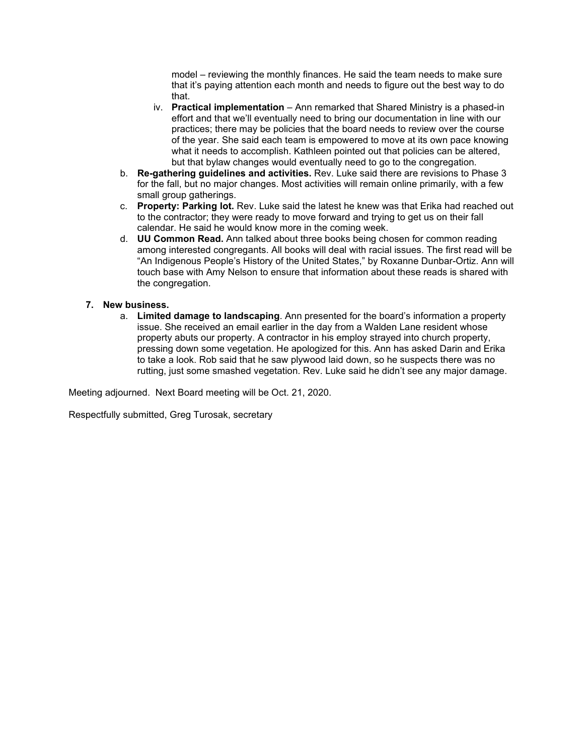model – reviewing the monthly finances. He said the team needs to make sure that it's paying attention each month and needs to figure out the best way to do that.

iv. **Practical implementation** – Ann remarked that Shared Ministry is a phased-in effort and that we'll eventually need to bring our documentation in line with our practices; there may be policies that the board needs to review over the course of the year. She said each team is empowered to move at its own pace knowing what it needs to accomplish. Kathleen pointed out that policies can be altered, but that bylaw changes would eventually need to go to the congregation.

b. **Re-gathering guidelines and activities.** Rev. Luke said there are revisions to Phase 3 for the fall, but no major changes. Most activities will remain online primarily, with a few small group gatherings.

c. **Property: Parking lot.** Rev. Luke said the latest he knew was that Erika had reached out to the contractor; they were ready to move forward and trying to get us on their fall calendar. He said he would know more in the coming week.

d. **UU Common Read.** Ann talked about three books being chosen for common reading among interested congregants. All books will deal with racial issues. The first read will be "An Indigenous People's History of the United States," by Roxanne Dunbar-Ortiz. Ann will touch base with Amy Nelson to ensure that information about these reads is shared with the congregation.

**7. New business.**

a. **Limited damage to landscaping**. Ann presented for the board's information a property issue. She received an email earlier in the day from a Walden Lane resident whose property abuts our property. A contractor in his employ strayed into church property, pressing down some vegetation. He apologized for this. Ann has asked Darin and Erika to take a look. Rob said that he saw plywood laid down, so he suspects there was no rutting, just some smashed vegetation. Rev. Luke said he didn't see any major damage.

Meeting adjourned. Next Board meeting will be Oct. 21, 2020.

Respectfully submitted, Greg Turosak, secretary